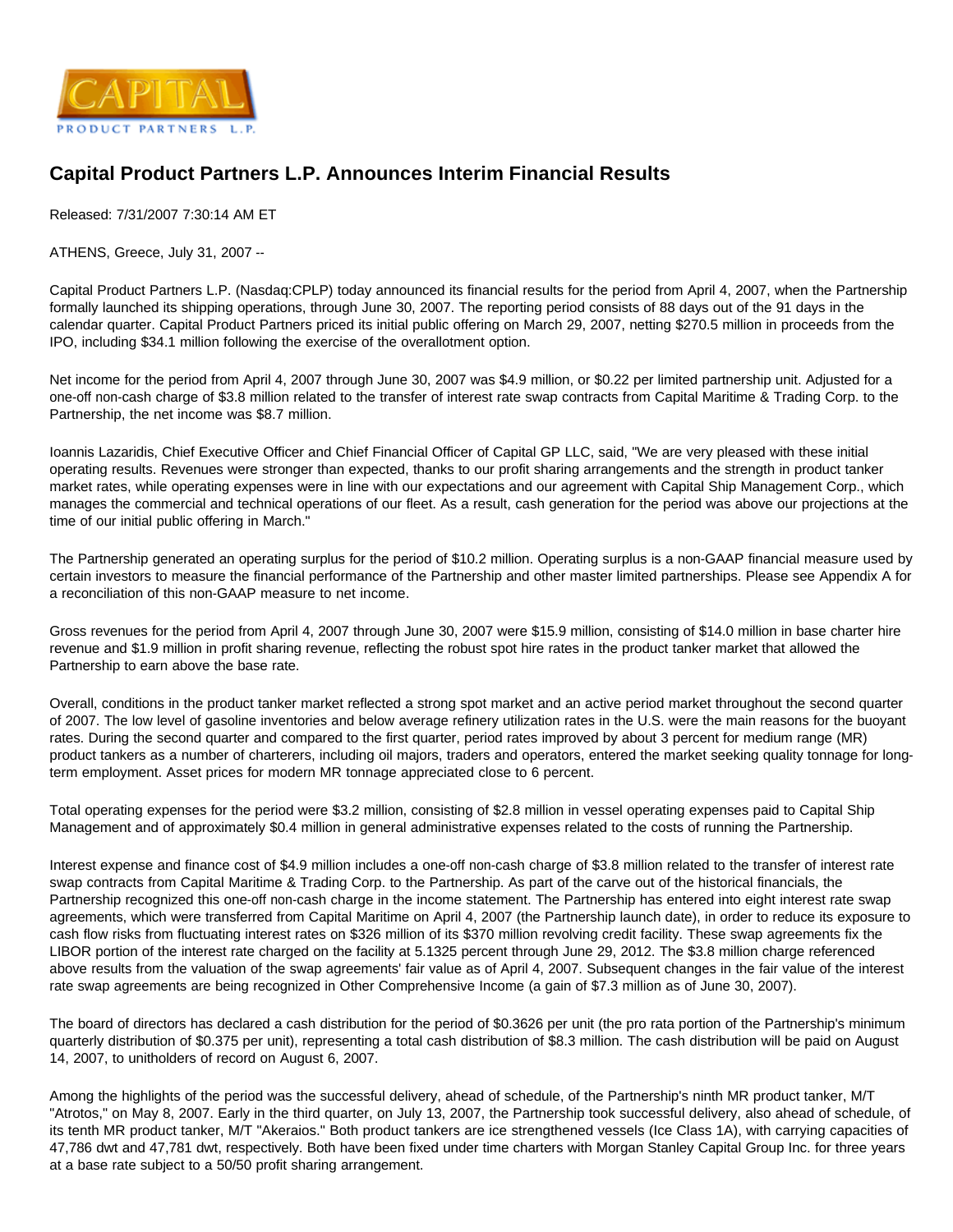# Capital Product Partners L.P. Announces Interim Financial Results

Released: 7/31/2007 7:30:14 AM ET

ATHENS, Greece, July 31, 2007 --

Capital Product Partners L.P. (Nasdaq:CPLP) today announced its financial results for the period from April 4, 2007, when the Partnership formally launched its shipping operations, through June 30, 2007. The reporting period consists of 88 days out of the 91 days in the calendar quarter. Capital Product Partners priced its initial public offering on March 29, 2007, netting $270.5 million in proceeds from the IPO, including $34.1 million following the exercise of the overallotment option.

Net income for the period from April 4, 2007 through June 30, 2007 was $4.9 million, or $0.22 per limited partnership unit. Adjusted for a one-off non-cash charge of $3.8 million related to the transfer of interest rate swap contracts from Capital Maritime & Trading Corp. to the Partnership, the net income was $8.7 million.

Ioannis Lazaridis, Chief Executive Officer and Chief Financial Officer of Capital GP LLC, said, "We are very pleased with these initial operating results. Revenues were stronger than expected, thanks to our profit sharing arrangements and the strength in product tanker market rates, while operating expenses were in line with our expectations and our agreement with Capital Ship Management Corp., which manages the commercial and technical operations of our fleet. As a result, cash generation for the period was above our projections at the time of our initial public offering in March."

The Partnership generated an operating surplus for the period of $10.2 million. Operating surplus is a non-GAAP financial measure used by certain investors to measure the financial performance of the Partnership and other master limited partnerships. Please see Appendix A for a reconciliation of this non-GAAP measure to net income.

Gross revenues for the period from April 4, 2007 through June 30, 2007 were $15.9 million, consisting of $14.0 million in base charter hire revenue and $1.9 million in profit sharing revenue, reflecting the robust spot hire rates in the product tanker market that allowed the Partnership to earn above the base rate.

Overall, conditions in the product tanker market reflected a strong spot market and an active period market throughout the second quarter of 2007. The low level of gasoline inventories and below average refinery utilization rates in the U.S. were the main reasons for the buoyant rates. During the second quarter and compared to the first quarter, period rates improved by about 3 percent for medium range (MR) product tankers as a number of charterers, including oil majors, traders and operators, entered the market seeking quality tonnage for long-term employment. Asset prices for modern MR tonnage appreciated close to 6 percent.

Total operating expenses for the period were $3.2 million, consisting of $2.8 million in vessel operating expenses paid to Capital Ship Management and of approximately $0.4 million in general administrative expenses related to the costs of running the Partnership.

Interest expense and finance cost of $4.9 million includes a one-off non-cash charge of $3.8 million related to the transfer of interest rate swap contracts from Capital Maritime & Trading Corp. to the Partnership. As part of the carve out of the historical financials, the Partnership recognized this one-off non-cash charge in the income statement. The Partnership has entered into eight interest rate swap agreements, which were transferred from Capital Maritime on April 4, 2007 (the Partnership launch date), in order to reduce its exposure to cash flow risks from fluctuating interest rates on $326 million of its $370 million revolving credit facility. These swap agreements fix the LIBOR portion of the interest rate charged on the facility at 5.1325 percent through June 29, 2012. The $3.8 million charge referenced above results from the valuation of the swap agreements' fair value as of April 4, 2007. Subsequent changes in the fair value of the interest rate swap agreements are being recognized in Other Comprehensive Income (a gain of $7.3 million as of June 30, 2007).

The board of directors has declared a cash distribution for the period of $0.3626 per unit (the pro rata portion of the Partnership's minimum quarterly distribution of $0.375 per unit), representing a total cash distribution of $8.3 million. The cash distribution will be paid on August 14, 2007, to unitholders of record on August 6, 2007.

Among the highlights of the period was the successful delivery, ahead of schedule, of the Partnership's ninth MR product tanker, M/T "Atrotos," on May 8, 2007. Early in the third quarter, on July 13, 2007, the Partnership took successful delivery, also ahead of schedule, of its tenth MR product tanker, M/T "Akeraios." Both product tankers are ice strengthened vessels (Ice Class 1A), with carrying capacities of 47,786 dwt and 47,781 dwt, respectively. Both have been fixed under time charters with Morgan Stanley Capital Group Inc. for three years at a base rate subject to a 50/50 profit sharing arrangement.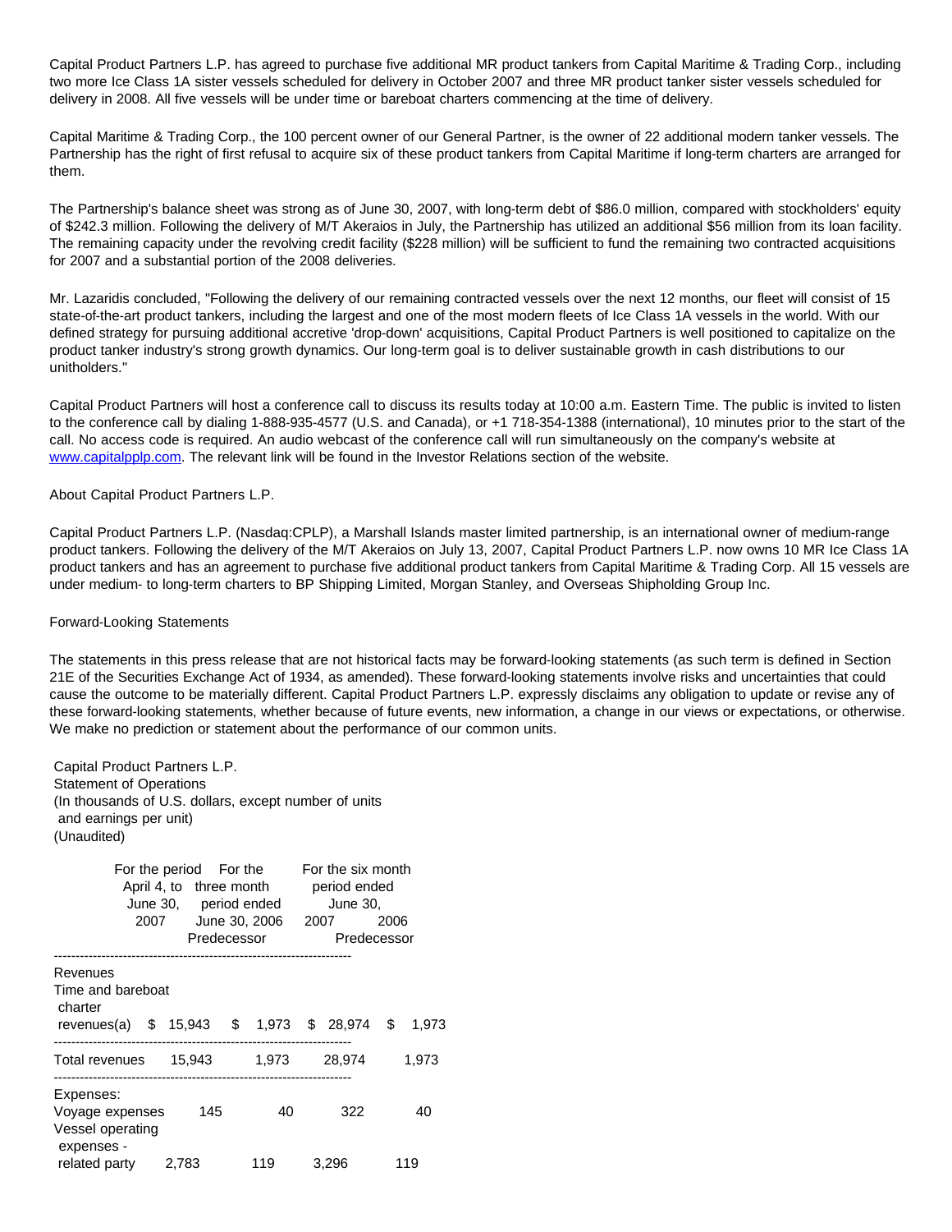Capital Product Partners L.P. has agreed to purchase five additional MR product tankers from Capital Maritime & Trading Corp., including two more Ice Class 1A sister vessels scheduled for delivery in October 2007 and three MR product tanker sister vessels scheduled for delivery in 2008. All five vessels will be under time or bareboat charters commencing at the time of delivery.

Capital Maritime & Trading Corp., the 100 percent owner of our General Partner, is the owner of 22 additional modern tanker vessels. The Partnership has the right of first refusal to acquire six of these product tankers from Capital Maritime if long-term charters are arranged for them.

The Partnership's balance sheet was strong as of June 30, 2007, with long-term debt of $86.0 million, compared with stockholders' equity of $242.3 million. Following the delivery of M/T Akeraios in July, the Partnership has utilized an additional $56 million from its loan facility. The remaining capacity under the revolving credit facility ($228 million) will be sufficient to fund the remaining two contracted acquisitions for 2007 and a substantial portion of the 2008 deliveries.

Mr. Lazaridis concluded, "Following the delivery of our remaining contracted vessels over the next 12 months, our fleet will consist of 15 state-of-the-art product tankers, including the largest and one of the most modern fleets of Ice Class 1A vessels in the world. With our defined strategy for pursuing additional accretive 'drop-down' acquisitions, Capital Product Partners is well positioned to capitalize on the product tanker industry's strong growth dynamics. Our long-term goal is to deliver sustainable growth in cash distributions to our unitholders."

Capital Product Partners will host a conference call to discuss its results today at 10:00 a.m. Eastern Time. The public is invited to listen to the conference call by dialing 1-888-935-4577 (U.S. and Canada), or +1 718-354-1388 (international), 10 minutes prior to the start of the call. No access code is required. An audio webcast of the conference call will run simultaneously on the company's website at www.capitalpplp.com. The relevant link will be found in the Investor Relations section of the website.

About Capital Product Partners L.P.

Capital Product Partners L.P. (Nasdaq:CPLP), a Marshall Islands master limited partnership, is an international owner of medium-range product tankers. Following the delivery of the M/T Akeraios on July 13, 2007, Capital Product Partners L.P. now owns 10 MR Ice Class 1A product tankers and has an agreement to purchase five additional product tankers from Capital Maritime & Trading Corp. All 15 vessels are under medium- to long-term charters to BP Shipping Limited, Morgan Stanley, and Overseas Shipholding Group Inc.

Forward-Looking Statements

The statements in this press release that are not historical facts may be forward-looking statements (as such term is defined in Section 21E of the Securities Exchange Act of 1934, as amended). These forward-looking statements involve risks and uncertainties that could cause the outcome to be materially different. Capital Product Partners L.P. expressly disclaims any obligation to update or revise any of these forward-looking statements, whether because of future events, new information, a change in our views or expectations, or otherwise. We make no prediction or statement about the performance of our common units.

Capital Product Partners L.P.
Statement of Operations
(In thousands of U.S. dollars, except number of units and earnings per unit)
(Unaudited)

| | For the period April 4, to June 30, 2007 | For the three month period ended June 30, 2006 Predecessor | For the six month period ended June 30, 2007 | 2006 Predecessor |
|---|---|---|---|---|
| Revenues | | | | |
| Time and bareboat charter revenues(a) | $ 15,943 | $ 1,973 | $ 28,974 | $ 1,973 |
| Total revenues | 15,943 | 1,973 | 28,974 | 1,973 |
| Expenses: | | | | |
| Voyage expenses | 145 | 40 | 322 | 40 |
| Vessel operating expenses - related party | 2,783 | 119 | 3,296 | 119 |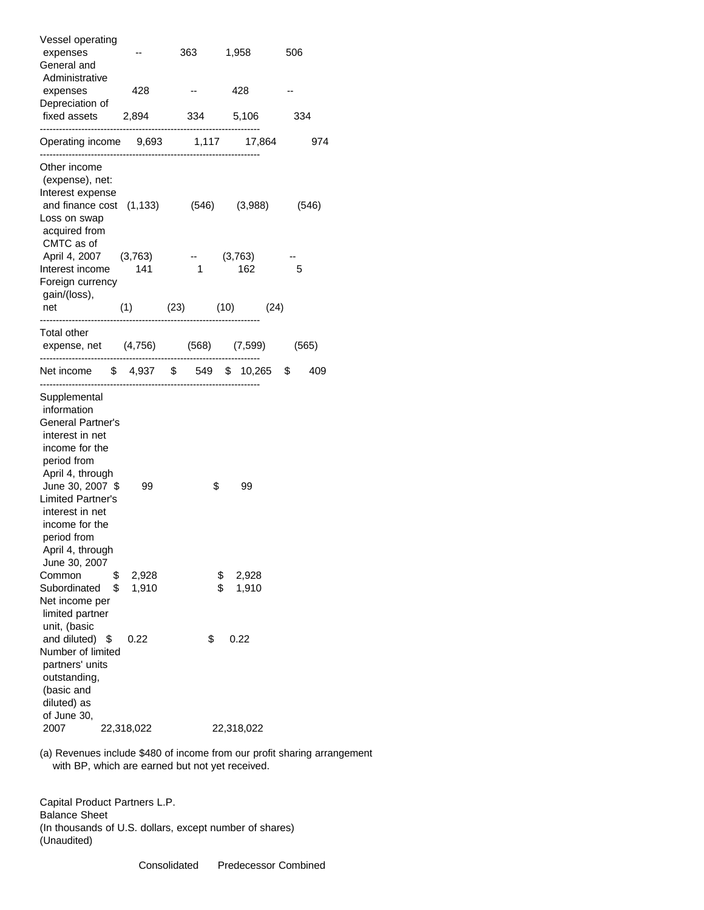| | | | | |
|---|---|---|---|---|
| Vessel operating expenses | -- | 363 | 1,958 | 506 |
| General and Administrative expenses | 428 | -- | 428 | -- |
| Depreciation of fixed assets | 2,894 | 334 | 5,106 | 334 |
| Operating income | 9,693 | 1,117 | 17,864 | 974 |
| Other income (expense), net: | | | | |
| Interest expense and finance cost | (1,133) | (546) | (3,988) | (546) |
| Loss on swap acquired from CMTC as of April 4, 2007 | (3,763) | -- | (3,763) | -- |
| Interest income | 141 | 1 | 162 | 5 |
| Foreign currency gain/(loss), net | (1) | (23) | (10) | (24) |
| Total other expense, net | (4,756) | (568) | (7,599) | (565) |
| Net income | $ 4,937 | $ 549 | $ 10,265 | $ 409 |
| Supplemental information | | | | |
| General Partner's interest in net income for the period from April 4, through June 30, 2007 | $ 99 | | $ 99 | |
| Limited Partner's interest in net income for the period from April 4, through June 30, 2007 | | | | |
| Common | $ 2,928 | | $ 2,928 | |
| Subordinated | $ 1,910 | | $ 1,910 | |
| Net income per limited partner unit, (basic and diluted) | $ 0.22 | | $ 0.22 | |
| Number of limited partners' units outstanding, (basic and diluted) as of June 30, 2007 | 22,318,022 | | 22,318,022 | |

(a) Revenues include $480 of income from our profit sharing arrangement with BP, which are earned but not yet received.

Capital Product Partners L.P.
Balance Sheet
(In thousands of U.S. dollars, except number of shares)
(Unaudited)

Consolidated Predecessor Combined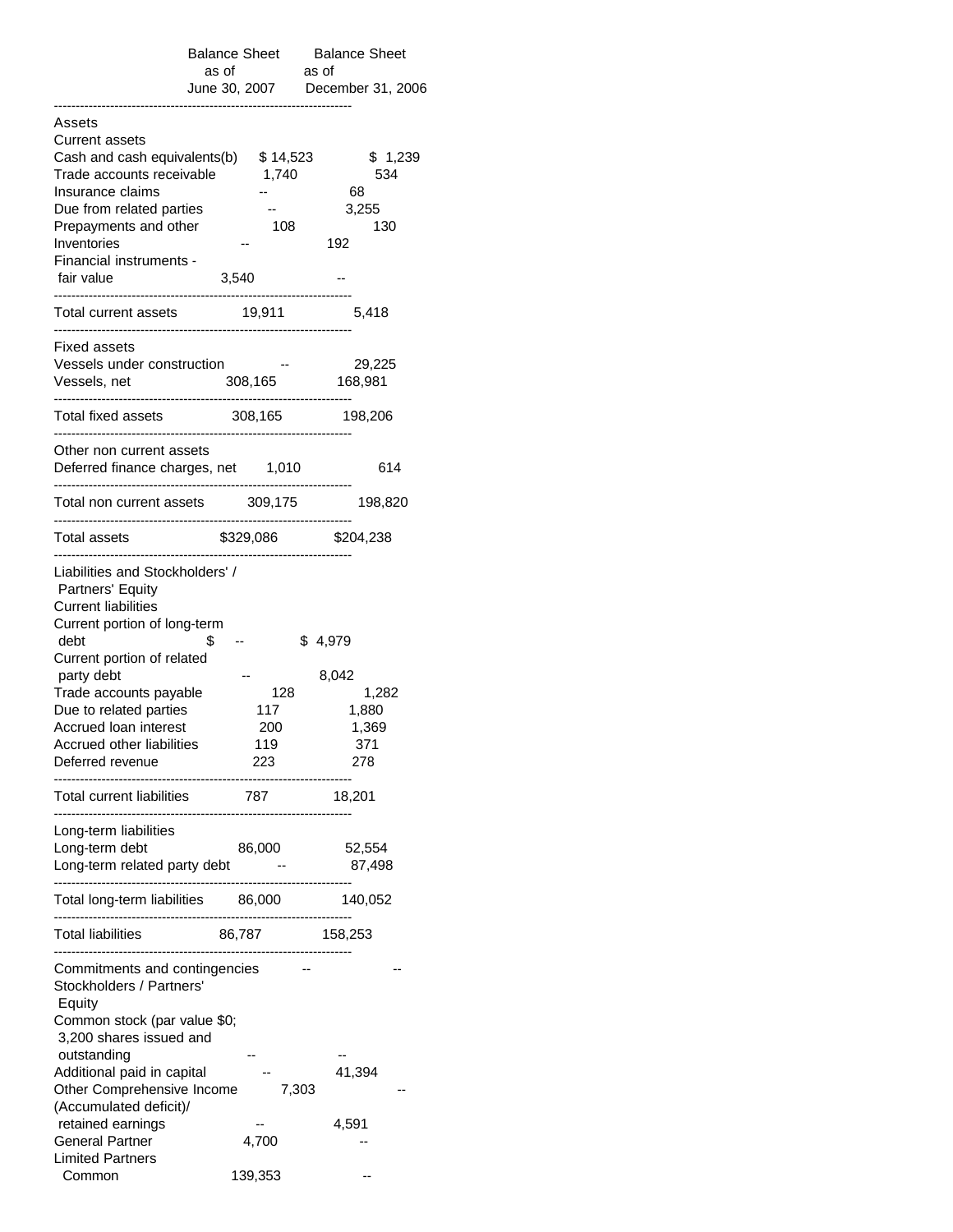| | Balance Sheet as of June 30, 2007 | Balance Sheet as of December 31, 2006 |
|---|---|---|
| **Assets** | | |
| Current assets | | |
| Cash and cash equivalents(b) | $ 14,523 | $ 1,239 |
| Trade accounts receivable | 1,740 | 534 |
| Insurance claims | -- | 68 |
| Due from related parties | -- | 3,255 |
| Prepayments and other | 108 | 130 |
| Inventories | -- | 192 |
| Financial instruments - fair value | 3,540 | -- |
| Total current assets | 19,911 | 5,418 |
| Fixed assets | | |
| Vessels under construction | -- | 29,225 |
| Vessels, net | 308,165 | 168,981 |
| Total fixed assets | 308,165 | 198,206 |
| Other non current assets | | |
| Deferred finance charges, net | 1,010 | 614 |
| Total non current assets | 309,175 | 198,820 |
| Total assets | $329,086 | $204,238 |
| **Liabilities and Stockholders' / Partners' Equity** | | |
| Current liabilities | | |
| Current portion of long-term debt | $ -- | $ 4,979 |
| Current portion of related party debt | -- | 8,042 |
| Trade accounts payable | 128 | 1,282 |
| Due to related parties | 117 | 1,880 |
| Accrued loan interest | 200 | 1,369 |
| Accrued other liabilities | 119 | 371 |
| Deferred revenue | 223 | 278 |
| Total current liabilities | 787 | 18,201 |
| Long-term liabilities | | |
| Long-term debt | 86,000 | 52,554 |
| Long-term related party debt | -- | 87,498 |
| Total long-term liabilities | 86,000 | 140,052 |
| Total liabilities | 86,787 | 158,253 |
| Commitments and contingencies | -- | -- |
| Stockholders / Partners' Equity | | |
| Common stock (par value $0; 3,200 shares issued and outstanding | -- | -- |
| Additional paid in capital | -- | 41,394 |
| Other Comprehensive Income | 7,303 | -- |
| (Accumulated deficit)/ retained earnings | -- | 4,591 |
| General Partner | 4,700 | -- |
| Limited Partners | | |
| Common | 139,353 | -- |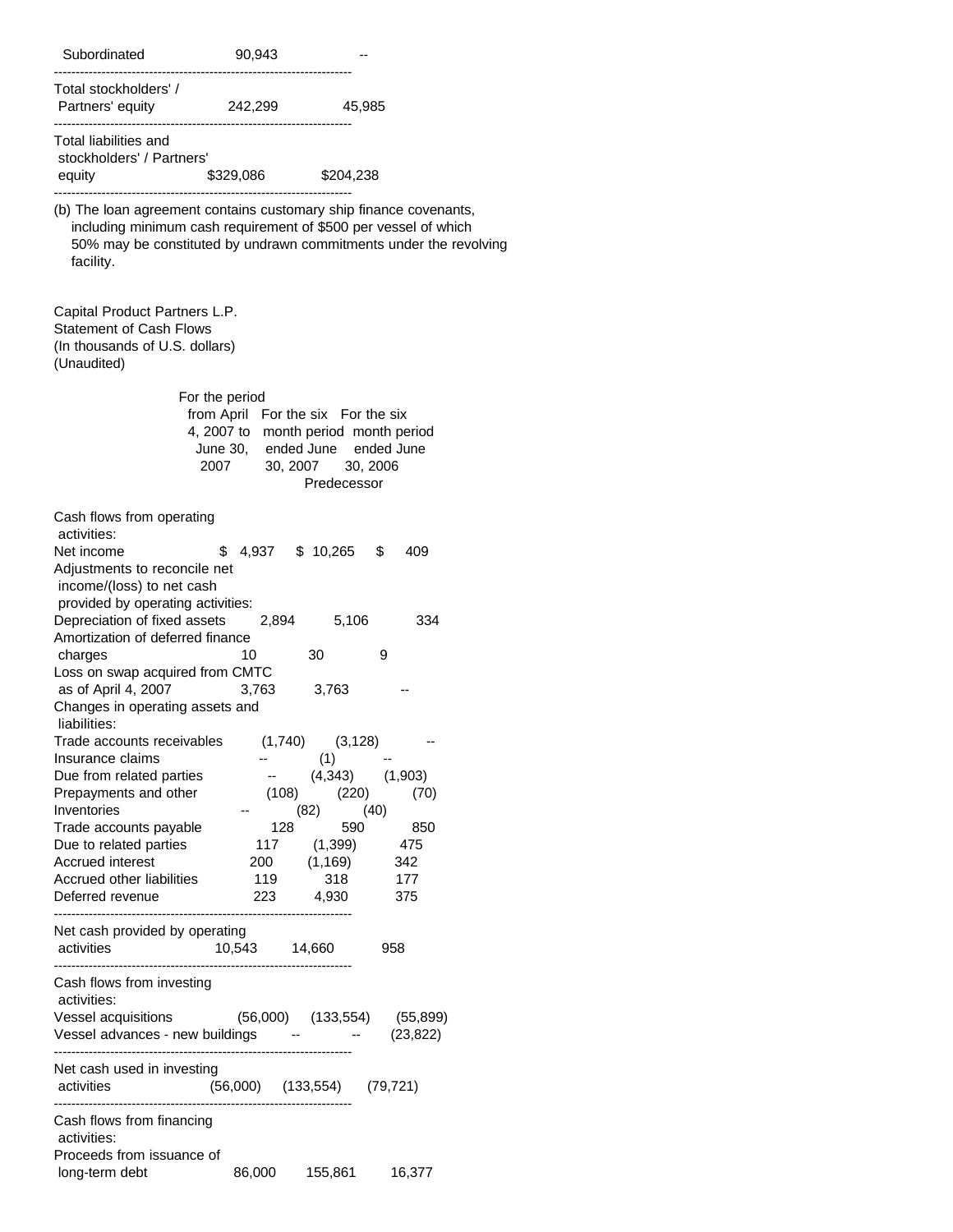| | | |
|---|---|---|
| Subordinated | 90,943 | -- |
| Total stockholders' / Partners' equity | 242,299 | 45,985 |
| Total liabilities and stockholders' / Partners' equity | $329,086 | $204,238 |

(b) The loan agreement contains customary ship finance covenants, including minimum cash requirement of $500 per vessel of which 50% may be constituted by undrawn commitments under the revolving facility.

Capital Product Partners L.P.
Statement of Cash Flows
(In thousands of U.S. dollars)
(Unaudited)

| | For the period from April 4, 2007 to June 30, 2007 | For the six month period ended June 30, 2007 | For the six month period ended June 30, 2006 Predecessor |
|---|---|---|---|
| Cash flows from operating activities: | | | |
| Net income | $ 4,937 | $ 10,265 | $ 409 |
| Adjustments to reconcile net income/(loss) to net cash provided by operating activities: | | | |
| Depreciation of fixed assets | 2,894 | 5,106 | 334 |
| Amortization of deferred finance charges | 10 | 30 | 9 |
| Loss on swap acquired from CMTC as of April 4, 2007 | 3,763 | 3,763 | -- |
| Changes in operating assets and liabilities: | | | |
| Trade accounts receivables | (1,740) | (3,128) | -- |
| Insurance claims | -- | (1) | -- |
| Due from related parties | -- | (4,343) | (1,903) |
| Prepayments and other | (108) | (220) | (70) |
| Inventories | -- | (82) | (40) |
| Trade accounts payable | 128 | 590 | 850 |
| Due to related parties | 117 | (1,399) | 475 |
| Accrued interest | 200 | (1,169) | 342 |
| Accrued other liabilities | 119 | 318 | 177 |
| Deferred revenue | 223 | 4,930 | 375 |
| Net cash provided by operating activities | 10,543 | 14,660 | 958 |
| Cash flows from investing activities: | | | |
| Vessel acquisitions | (56,000) | (133,554) | (55,899) |
| Vessel advances - new buildings | -- | -- | (23,822) |
| Net cash used in investing activities | (56,000) | (133,554) | (79,721) |
| Cash flows from financing activities: | | | |
| Proceeds from issuance of long-term debt | 86,000 | 155,861 | 16,377 |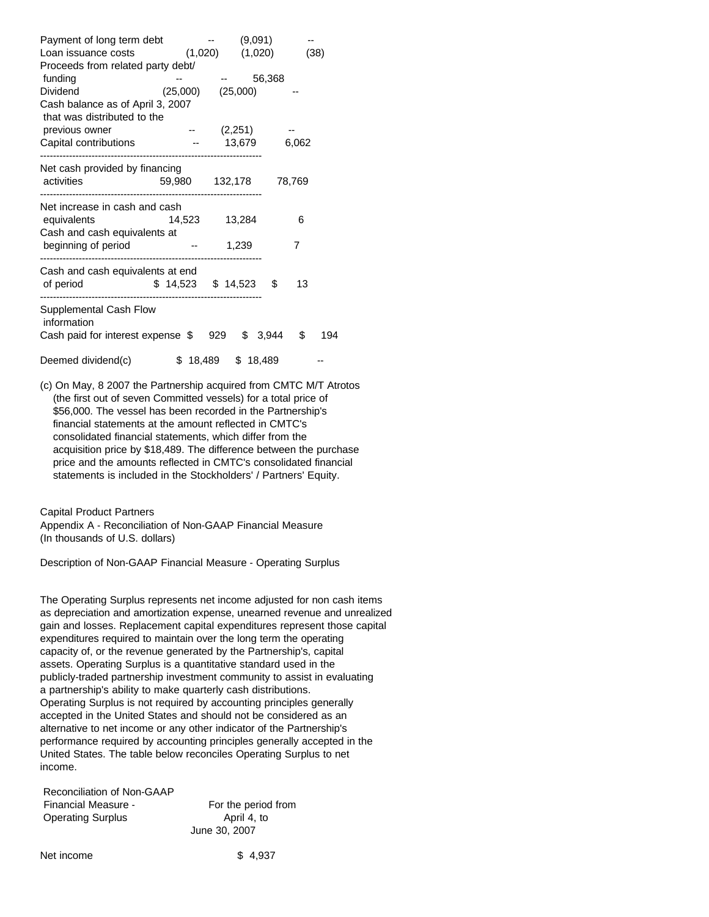| | | | |
|---|---|---|---|
| Payment of long term debt | -- | (9,091) | -- |
| Loan issuance costs | (1,020) | (1,020) | (38) |
| Proceeds from related party debt/ funding | -- | -- | 56,368 |
| Dividend | (25,000) | (25,000) | -- |
| Cash balance as of April 3, 2007 that was distributed to the previous owner | -- | (2,251) | -- |
| Capital contributions | -- | 13,679 | 6,062 |
| Net cash provided by financing activities | 59,980 | 132,178 | 78,769 |
| Net increase in cash and cash equivalents | 14,523 | 13,284 | 6 |
| Cash and cash equivalents at beginning of period | -- | 1,239 | 7 |
| Cash and cash equivalents at end of period | $ 14,523 | $ 14,523 | $ 13 |
| Supplemental Cash Flow information | | | |
| Cash paid for interest expense | $ 929 | $ 3,944 | $ 194 |
| Deemed dividend(c) | $ 18,489 | $ 18,489 | -- |

(c) On May, 8 2007 the Partnership acquired from CMTC M/T Atrotos (the first out of seven Committed vessels) for a total price of $56,000. The vessel has been recorded in the Partnership's financial statements at the amount reflected in CMTC's consolidated financial statements, which differ from the acquisition price by $18,489. The difference between the purchase price and the amounts reflected in CMTC's consolidated financial statements is included in the Stockholders' / Partners' Equity.

Capital Product Partners
Appendix A - Reconciliation of Non-GAAP Financial Measure
(In thousands of U.S. dollars)

Description of Non-GAAP Financial Measure - Operating Surplus

The Operating Surplus represents net income adjusted for non cash items as depreciation and amortization expense, unearned revenue and unrealized gain and losses. Replacement capital expenditures represent those capital expenditures required to maintain over the long term the operating capacity of, or the revenue generated by the Partnership's, capital assets. Operating Surplus is a quantitative standard used in the publicly-traded partnership investment community to assist in evaluating a partnership's ability to make quarterly cash distributions. Operating Surplus is not required by accounting principles generally accepted in the United States and should not be considered as an alternative to net income or any other indicator of the Partnership's performance required by accounting principles generally accepted in the United States. The table below reconciles Operating Surplus to net income.

| Reconciliation of Non-GAAP Financial Measure - Operating Surplus | For the period from April 4, to June 30, 2007 |
|---|---|
| Net income | $ 4,937 |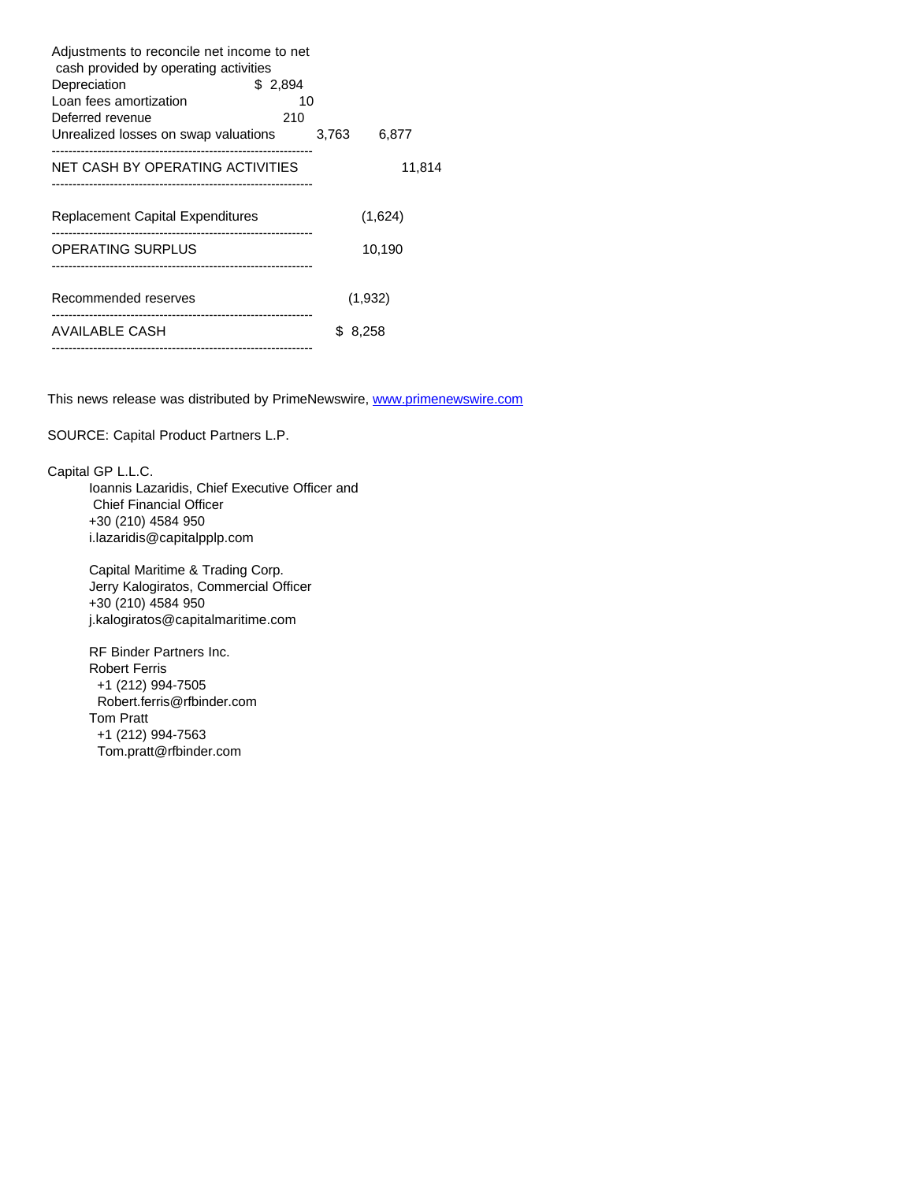| | | | |
|---|---|---|---|
| Adjustments to reconcile net income to net cash provided by operating activities | | | |
| Depreciation | $ 2,894 | | |
| Loan fees amortization | 10 | | |
| Deferred revenue | 210 | | |
| Unrealized losses on swap valuations | 3,763 | 6,877 | |
| NET CASH BY OPERATING ACTIVITIES | | | 11,814 |
| Replacement Capital Expenditures | | (1,624) | |
| OPERATING SURPLUS | | 10,190 | |
| Recommended reserves | | (1,932) | |
| AVAILABLE CASH | | $ 8,258 | |

This news release was distributed by PrimeNewswire, www.primenewswire.com

SOURCE: Capital Product Partners L.P.

Capital GP L.L.C.
Ioannis Lazaridis, Chief Executive Officer and Chief Financial Officer
+30 (210) 4584 950
i.lazaridis@capitalpplp.com

Capital Maritime & Trading Corp.
Jerry Kalogiratos, Commercial Officer
+30 (210) 4584 950
j.kalogiratos@capitalmaritime.com

RF Binder Partners Inc.
Robert Ferris
+1 (212) 994-7505
Robert.ferris@rfbinder.com
Tom Pratt
+1 (212) 994-7563
Tom.pratt@rfbinder.com